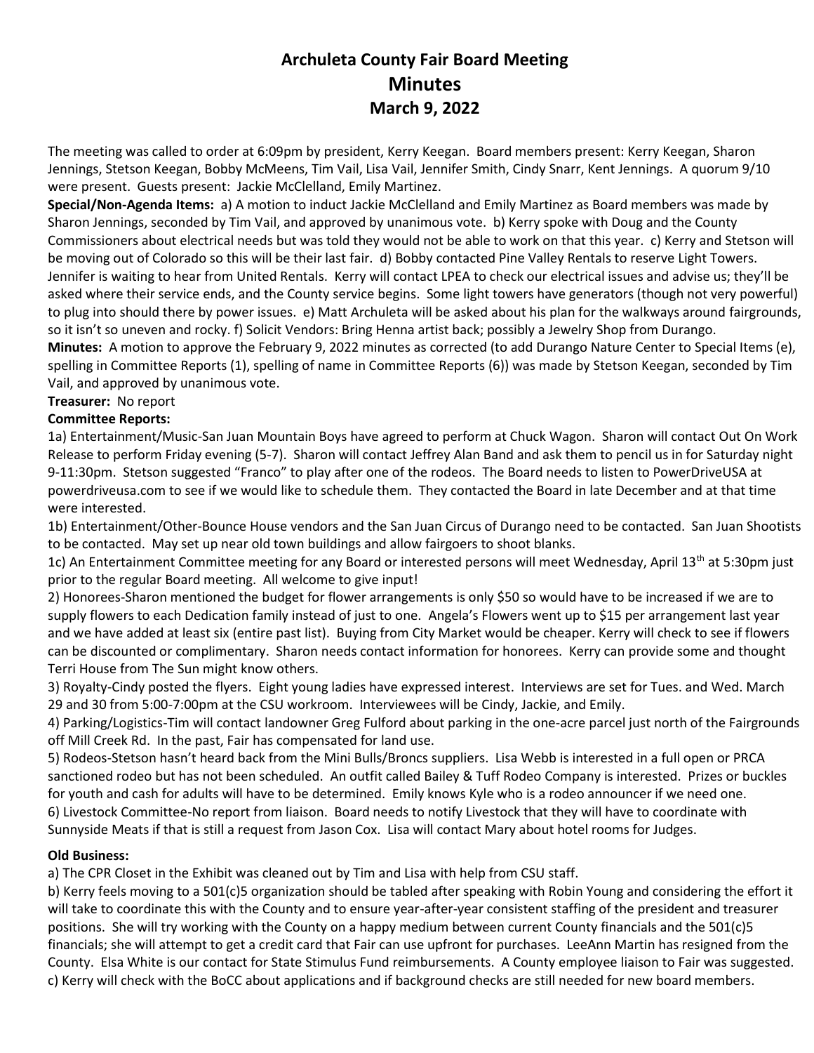# Archuleta County Fair Board Meeting

## Minutes

### March 9, 2022

The meeting was called to order at 6:09pm by president, Kerry Keegan. Board members present: Kerry Keegan, Sharon Jennings, Stetson Keegan, Bobby McMeens, Tim Vail, Lisa Vail, Jennifer Smith, Cindy Snarr, Kent Jennings. A quorum 9/10 were present. Guests present: Jackie McClelland, Emily Martinez.

**Special/Non-Agenda Items:** a) A motion to induct Jackie McClelland and Emily Martinez as Board members was made by Sharon Jennings, seconded by Tim Vail, and approved by unanimous vote. b) Kerry spoke with Doug and the County Commissioners about electrical needs but was told they would not be able to work on that this year. c) Kerry and Stetson will be moving out of Colorado so this will be their last fair. d) Bobby contacted Pine Valley Rentals to reserve Light Towers. Jennifer is waiting to hear from United Rentals. Kerry will contact LPEA to check our electrical issues and advise us; they'll be asked where their service ends, and the County service begins. Some light towers have generators (though not very powerful) to plug into should there by power issues. e) Matt Archuleta will be asked about his plan for the walkways around fairgrounds, so it isn't so uneven and rocky. f) Solicit Vendors: Bring Henna artist back; possibly a Jewelry Shop from Durango.

**Minutes:** A motion to approve the February 9, 2022 minutes as corrected (to add Durango Nature Center to Special Items (e), spelling in Committee Reports (1), spelling of name in Committee Reports (6)) was made by Stetson Keegan, seconded by Tim Vail, and approved by unanimous vote.

**Treasurer:** No report

**Committee Reports:**

1a) Entertainment/Music-San Juan Mountain Boys have agreed to perform at Chuck Wagon. Sharon will contact Out On Work Release to perform Friday evening (5-7). Sharon will contact Jeffrey Alan Band and ask them to pencil us in for Saturday night 9-11:30pm. Stetson suggested "Franco" to play after one of the rodeos. The Board needs to listen to PowerDriveUSA at powerdriveusa.com to see if we would like to schedule them. They contacted the Board in late December and at that time were interested.

1b) Entertainment/Other-Bounce House vendors and the San Juan Circus of Durango need to be contacted. San Juan Shootists to be contacted. May set up near old town buildings and allow fairgoers to shoot blanks.

1c) An Entertainment Committee meeting for any Board or interested persons will meet Wednesday, April 13th at 5:30pm just prior to the regular Board meeting. All welcome to give input!

2) Honorees-Sharon mentioned the budget for flower arrangements is only $50 so would have to be increased if we are to supply flowers to each Dedication family instead of just to one. Angela's Flowers went up to $15 per arrangement last year and we have added at least six (entire past list). Buying from City Market would be cheaper. Kerry will check to see if flowers can be discounted or complimentary. Sharon needs contact information for honorees. Kerry can provide some and thought Terri House from The Sun might know others.

3) Royalty-Cindy posted the flyers. Eight young ladies have expressed interest. Interviews are set for Tues. and Wed. March 29 and 30 from 5:00-7:00pm at the CSU workroom. Interviewees will be Cindy, Jackie, and Emily.

4) Parking/Logistics-Tim will contact landowner Greg Fulford about parking in the one-acre parcel just north of the Fairgrounds off Mill Creek Rd. In the past, Fair has compensated for land use.

5) Rodeos-Stetson hasn't heard back from the Mini Bulls/Broncs suppliers. Lisa Webb is interested in a full open or PRCA sanctioned rodeo but has not been scheduled. An outfit called Bailey & Tuff Rodeo Company is interested. Prizes or buckles for youth and cash for adults will have to be determined. Emily knows Kyle who is a rodeo announcer if we need one.

6) Livestock Committee-No report from liaison. Board needs to notify Livestock that they will have to coordinate with Sunnyside Meats if that is still a request from Jason Cox. Lisa will contact Mary about hotel rooms for Judges.

**Old Business:**

a) The CPR Closet in the Exhibit was cleaned out by Tim and Lisa with help from CSU staff.

b) Kerry feels moving to a 501(c)5 organization should be tabled after speaking with Robin Young and considering the effort it will take to coordinate this with the County and to ensure year-after-year consistent staffing of the president and treasurer positions. She will try working with the County on a happy medium between current County financials and the 501(c)5 financials; she will attempt to get a credit card that Fair can use upfront for purchases. LeeAnn Martin has resigned from the County. Elsa White is our contact for State Stimulus Fund reimbursements. A County employee liaison to Fair was suggested.

c) Kerry will check with the BoCC about applications and if background checks are still needed for new board members.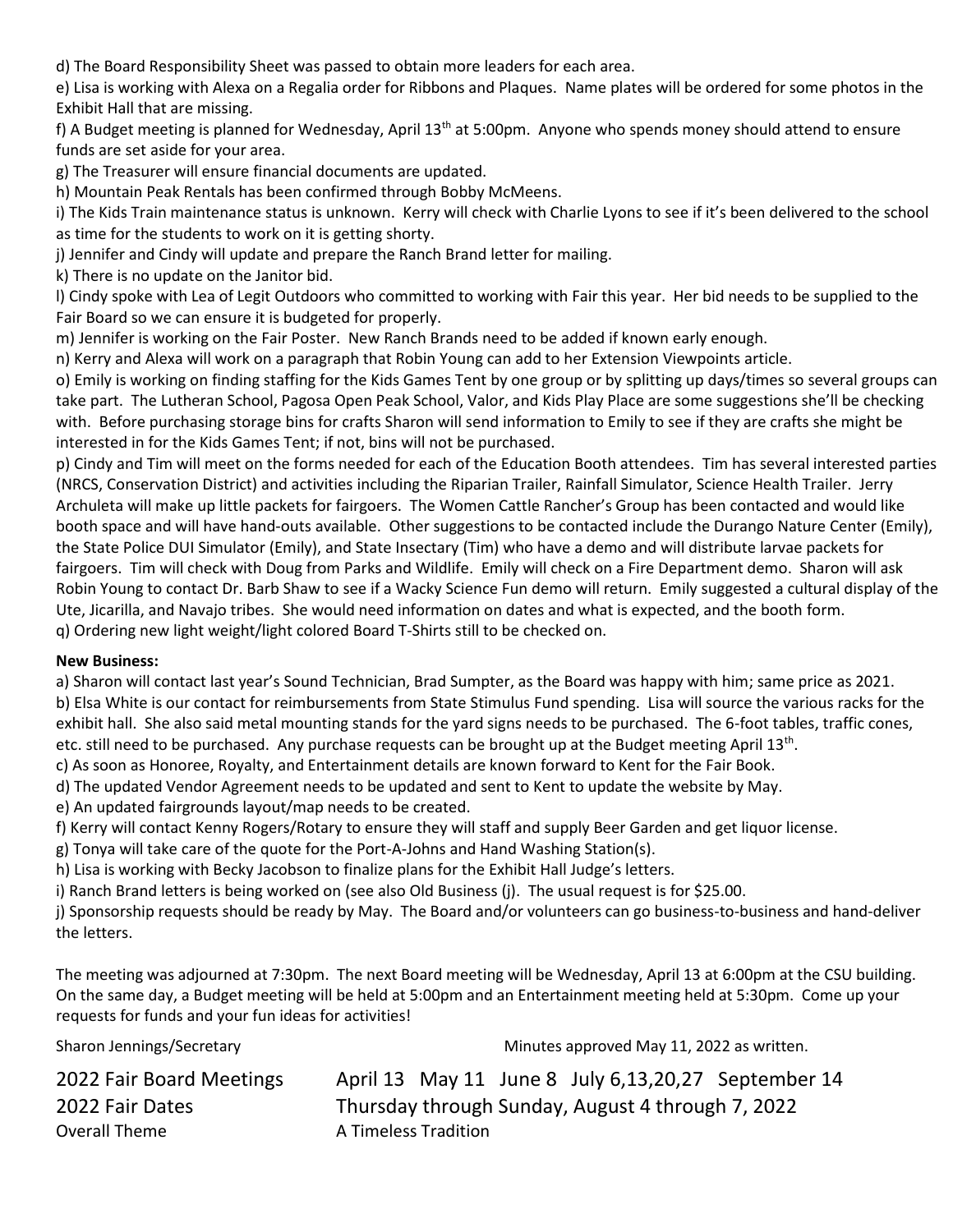d) The Board Responsibility Sheet was passed to obtain more leaders for each area.

e) Lisa is working with Alexa on a Regalia order for Ribbons and Plaques. Name plates will be ordered for some photos in the Exhibit Hall that are missing.

f) A Budget meeting is planned for Wednesday, April 13th at 5:00pm. Anyone who spends money should attend to ensure funds are set aside for your area.

g) The Treasurer will ensure financial documents are updated.

h) Mountain Peak Rentals has been confirmed through Bobby McMeens.

i) The Kids Train maintenance status is unknown. Kerry will check with Charlie Lyons to see if it's been delivered to the school as time for the students to work on it is getting shorty.

j) Jennifer and Cindy will update and prepare the Ranch Brand letter for mailing.

k) There is no update on the Janitor bid.

l) Cindy spoke with Lea of Legit Outdoors who committed to working with Fair this year. Her bid needs to be supplied to the Fair Board so we can ensure it is budgeted for properly.

m) Jennifer is working on the Fair Poster. New Ranch Brands need to be added if known early enough.

n) Kerry and Alexa will work on a paragraph that Robin Young can add to her Extension Viewpoints article.

o) Emily is working on finding staffing for the Kids Games Tent by one group or by splitting up days/times so several groups can take part. The Lutheran School, Pagosa Open Peak School, Valor, and Kids Play Place are some suggestions she'll be checking with. Before purchasing storage bins for crafts Sharon will send information to Emily to see if they are crafts she might be interested in for the Kids Games Tent; if not, bins will not be purchased.

p) Cindy and Tim will meet on the forms needed for each of the Education Booth attendees. Tim has several interested parties (NRCS, Conservation District) and activities including the Riparian Trailer, Rainfall Simulator, Science Health Trailer. Jerry Archuleta will make up little packets for fairgoers. The Women Cattle Rancher's Group has been contacted and would like booth space and will have hand-outs available. Other suggestions to be contacted include the Durango Nature Center (Emily), the State Police DUI Simulator (Emily), and State Insectary (Tim) who have a demo and will distribute larvae packets for fairgoers. Tim will check with Doug from Parks and Wildlife. Emily will check on a Fire Department demo. Sharon will ask Robin Young to contact Dr. Barb Shaw to see if a Wacky Science Fun demo will return. Emily suggested a cultural display of the Ute, Jicarilla, and Navajo tribes. She would need information on dates and what is expected, and the booth form.

q) Ordering new light weight/light colored Board T-Shirts still to be checked on.

**New Business:**

a) Sharon will contact last year's Sound Technician, Brad Sumpter, as the Board was happy with him; same price as 2021.

b) Elsa White is our contact for reimbursements from State Stimulus Fund spending. Lisa will source the various racks for the exhibit hall. She also said metal mounting stands for the yard signs needs to be purchased. The 6-foot tables, traffic cones, etc. still need to be purchased. Any purchase requests can be brought up at the Budget meeting April 13th.

c) As soon as Honoree, Royalty, and Entertainment details are known forward to Kent for the Fair Book.

d) The updated Vendor Agreement needs to be updated and sent to Kent to update the website by May.

e) An updated fairgrounds layout/map needs to be created.

f) Kerry will contact Kenny Rogers/Rotary to ensure they will staff and supply Beer Garden and get liquor license.

g) Tonya will take care of the quote for the Port-A-Johns and Hand Washing Station(s).

h) Lisa is working with Becky Jacobson to finalize plans for the Exhibit Hall Judge's letters.

i) Ranch Brand letters is being worked on (see also Old Business (j). The usual request is for $25.00.

j) Sponsorship requests should be ready by May. The Board and/or volunteers can go business-to-business and hand-deliver the letters.

The meeting was adjourned at 7:30pm. The next Board meeting will be Wednesday, April 13 at 6:00pm at the CSU building. On the same day, a Budget meeting will be held at 5:00pm and an Entertainment meeting held at 5:30pm. Come up your requests for funds and your fun ideas for activities!

Sharon Jennings/Secretary

Minutes approved May 11, 2022 as written.

| | |
|---|---|
| 2022 Fair Board Meetings | April 13 May 11 June 8 July 6,13,20,27 September 14 |
| 2022 Fair Dates | Thursday through Sunday, August 4 through 7, 2022 |
| Overall Theme | A Timeless Tradition |